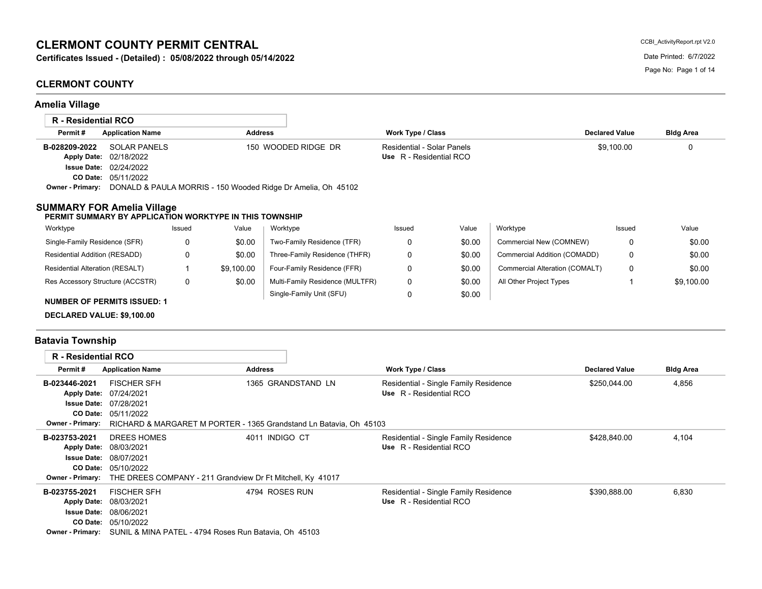# CLERMONT COUNTY PERMIT CENTRAL

**Certificates Issued - (Detailed) : 05/08/2022 through 05/14/2022**

CCBI_ActivityReport.rpt V2.0

Date Printed: 6/7/2022

## CLERMONT COUNTY

## Amelia Village

### R - Residential RCO

| Permit # | Application Name | Address | Work Type / Class | Declared Value | Bldg Area |
|---|---|---|---|---|---|
| B-028209-2022 | SOLAR PANELS | 150 WOODED RIDGE DR | Residential - Solar Panels | $9,100.00 | 0 |
| Apply Date: | 02/18/2022 | | Use R - Residential RCO | | |
| Issue Date: | 02/24/2022 | | | | |
| CO Date: | 05/11/2022 | | | | |
| Owner - Primary: | DONALD & PAULA MORRIS - 150 Wooded Ridge Dr Amelia, Oh 45102 | | | | |

### SUMMARY FOR Amelia Village

**PERMIT SUMMARY BY APPLICATION WORKTYPE IN THIS TOWNSHIP**

| Worktype | Issued | Value | Worktype | Issued | Value | Worktype | Issued | Value |
|---|---|---|---|---|---|---|---|---|
| Single-Family Residence (SFR) | 0 | $0.00 | Two-Family Residence (TFR) | 0 | $0.00 | Commercial New (COMNEW) | 0 | $0.00 |
| Residential Addition (RESADD) | 0 | $0.00 | Three-Family Residence (THFR) | 0 | $0.00 | Commercial Addition (COMADD) | 0 | $0.00 |
| Residential Alteration (RESALT) | 1 | $9,100.00 | Four-Family Residence (FFR) | 0 | $0.00 | Commercial Alteration (COMALT) | 0 | $0.00 |
| Res Accessory Structure (ACCSTR) | 0 | $0.00 | Multi-Family Residence (MULTFR) | 0 | $0.00 | All Other Project Types | 1 | $9,100.00 |
| | | | Single-Family Unit (SFU) | 0 | $0.00 | | | |

**NUMBER OF PERMITS ISSUED: 1**

**DECLARED VALUE: $9,100.00**

## Batavia Township

### R - Residential RCO

| Permit # | Application Name | Address | Work Type / Class | Declared Value | Bldg Area |
|---|---|---|---|---|---|
| B-023446-2021 | FISCHER SFH | 1365 GRANDSTAND LN | Residential - Single Family Residence | $250,044.00 | 4,856 |
| Apply Date: | 07/24/2021 | | Use R - Residential RCO | | |
| Issue Date: | 07/28/2021 | | | | |
| CO Date: | 05/11/2022 | | | | |
| Owner - Primary: | RICHARD & MARGARET M PORTER - 1365 Grandstand Ln Batavia, Oh 45103 | | | | |
| B-023753-2021 | DREES HOMES | 4011 INDIGO CT | Residential - Single Family Residence | $428,840.00 | 4,104 |
| Apply Date: | 08/03/2021 | | Use R - Residential RCO | | |
| Issue Date: | 08/07/2021 | | | | |
| CO Date: | 05/10/2022 | | | | |
| Owner - Primary: | THE DREES COMPANY - 211 Grandview Dr Ft Mitchell, Ky 41017 | | | | |
| B-023755-2021 | FISCHER SFH | 4794 ROSES RUN | Residential - Single Family Residence | $390,888.00 | 6,830 |
| Apply Date: | 08/03/2021 | | Use R - Residential RCO | | |
| Issue Date: | 08/06/2021 | | | | |
| CO Date: | 05/10/2022 | | | | |
| Owner - Primary: | SUNIL & MINA PATEL - 4794 Roses Run Batavia, Oh 45103 | | | | |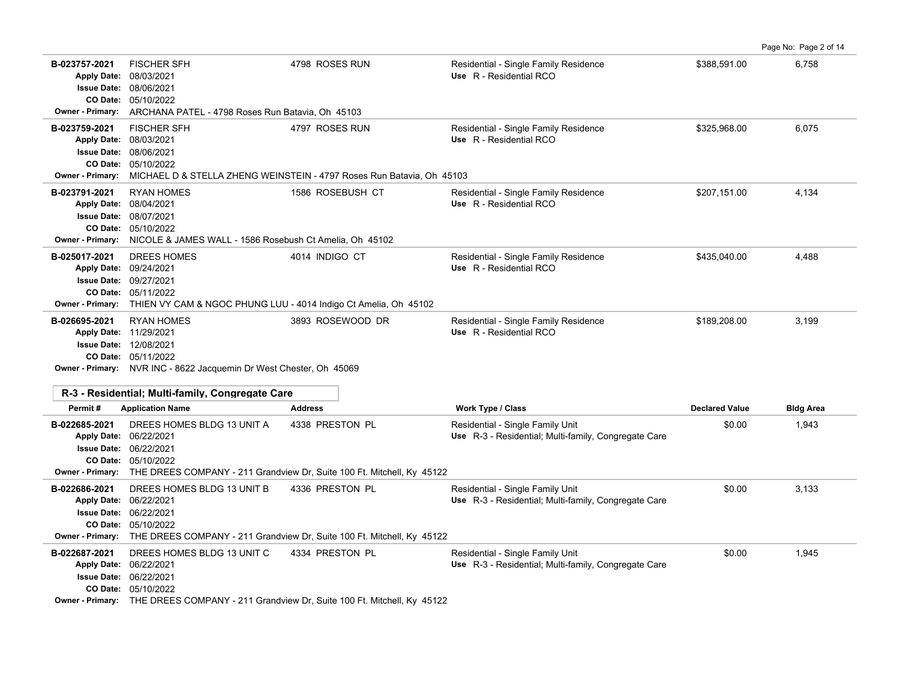| Permit # | Application Name | Address | Work Type / Class | Declared Value | Bldg Area |
|---|---|---|---|---|---|
| B-023757-2021<br>Apply Date: 08/03/2021<br>Issue Date: 08/06/2021<br>CO Date: 05/10/2022<br>Owner - Primary: ARCHANA PATEL - 4798 Roses Run Batavia, Oh 45103 | FISCHER SFH | 4798 ROSES RUN | Residential - Single Family Residence<br>Use R - Residential RCO | $388,591.00 | 6,758 |
| B-023759-2021<br>Apply Date: 08/03/2021<br>Issue Date: 08/06/2021<br>CO Date: 05/10/2022<br>Owner - Primary: MICHAEL D & STELLA ZHENG WEINSTEIN - 4797 Roses Run Batavia, Oh 45103 | FISCHER SFH | 4797 ROSES RUN | Residential - Single Family Residence<br>Use R - Residential RCO | $325,968.00 | 6,075 |
| B-023791-2021<br>Apply Date: 08/04/2021<br>Issue Date: 08/07/2021<br>CO Date: 05/10/2022<br>Owner - Primary: NICOLE & JAMES WALL - 1586 Rosebush Ct Amelia, Oh 45102 | RYAN HOMES | 1586 ROSEBUSH CT | Residential - Single Family Residence<br>Use R - Residential RCO | $207,151.00 | 4,134 |
| B-025017-2021<br>Apply Date: 09/24/2021<br>Issue Date: 09/27/2021<br>CO Date: 05/11/2022<br>Owner - Primary: THIEN VY CAM & NGOC PHUNG LUU - 4014 Indigo Ct Amelia, Oh 45102 | DREES HOMES | 4014 INDIGO CT | Residential - Single Family Residence<br>Use R - Residential RCO | $435,040.00 | 4,488 |
| B-026695-2021<br>Apply Date: 11/29/2021<br>Issue Date: 12/08/2021<br>CO Date: 05/11/2022<br>Owner - Primary: NVR INC - 8622 Jacquemin Dr West Chester, Oh 45069 | RYAN HOMES | 3893 ROSEWOOD DR | Residential - Single Family Residence<br>Use R - Residential RCO | $189,208.00 | 3,199 |

## R-3 - Residential; Multi-family, Congregate Care

| Permit # | Application Name | Address | Work Type / Class | Declared Value | Bldg Area |
|---|---|---|---|---|---|
| B-022685-2021<br>Apply Date: 06/22/2021<br>Issue Date: 06/22/2021<br>CO Date: 05/10/2022<br>Owner - Primary: THE DREES COMPANY - 211 Grandview Dr, Suite 100 Ft. Mitchell, Ky 45122 | DREES HOMES BLDG 13 UNIT A | 4338 PRESTON PL | Residential - Single Family Unit<br>Use R-3 - Residential; Multi-family, Congregate Care | $0.00 | 1,943 |
| B-022686-2021<br>Apply Date: 06/22/2021<br>Issue Date: 06/22/2021<br>CO Date: 05/10/2022<br>Owner - Primary: THE DREES COMPANY - 211 Grandview Dr, Suite 100 Ft. Mitchell, Ky 45122 | DREES HOMES BLDG 13 UNIT B | 4336 PRESTON PL | Residential - Single Family Unit<br>Use R-3 - Residential; Multi-family, Congregate Care | $0.00 | 3,133 |
| B-022687-2021<br>Apply Date: 06/22/2021<br>Issue Date: 06/22/2021<br>CO Date: 05/10/2022<br>Owner - Primary: THE DREES COMPANY - 211 Grandview Dr, Suite 100 Ft. Mitchell, Ky 45122 | DREES HOMES BLDG 13 UNIT C | 4334 PRESTON PL | Residential - Single Family Unit<br>Use R-3 - Residential; Multi-family, Congregate Care | $0.00 | 1,945 |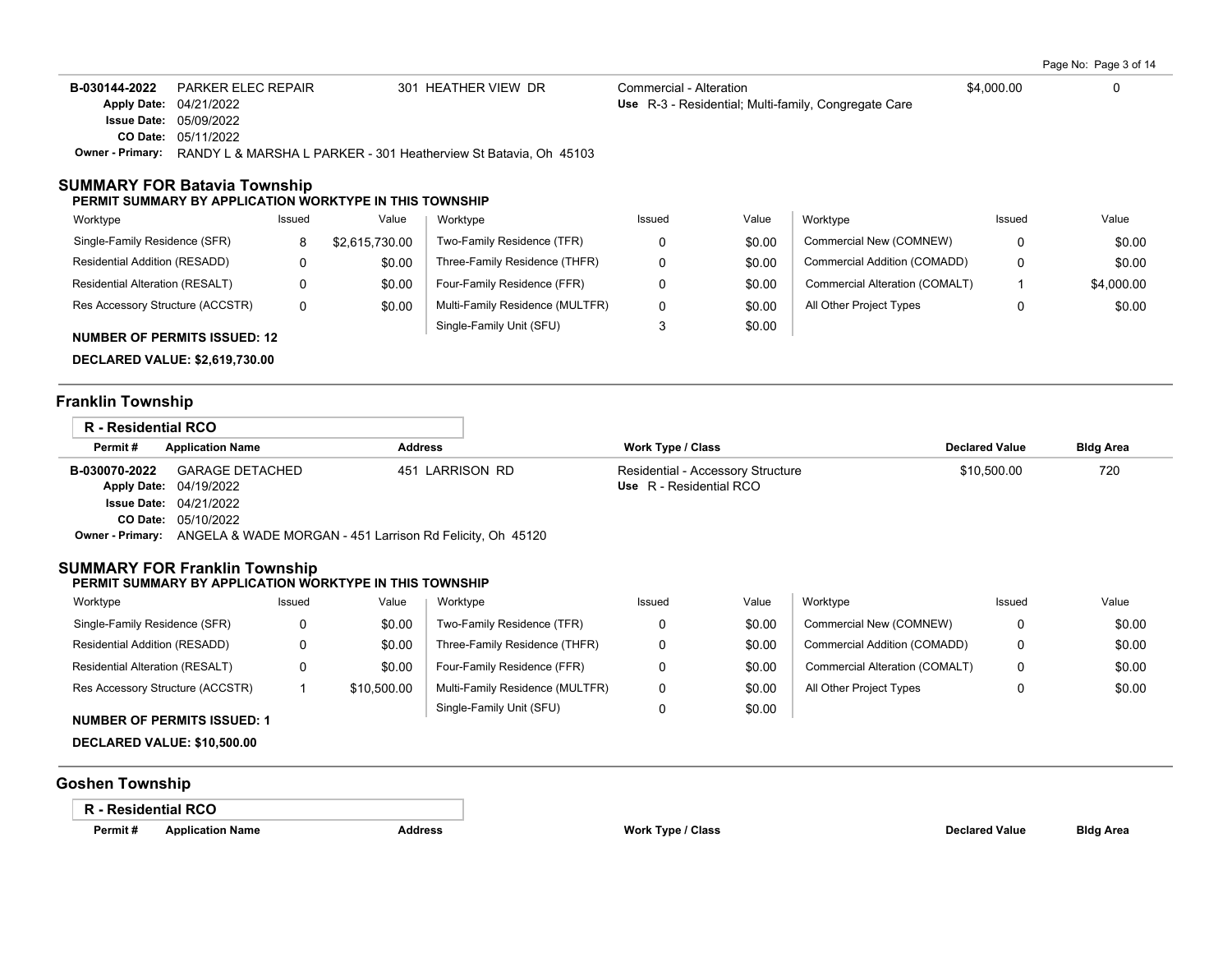| Permit # | Application Name | Address | Work Type / Class | Declared Value | Bldg Area |
|---|---|---|---|---|---|
| B-030144-2022 | PARKER ELEC REPAIR | 301 HEATHER VIEW DR | Commercial - Alteration | $4,000.00 | 0 |
| | **Apply Date:** 04/21/2022 | | **Use** R-3 - Residential; Multi-family, Congregate Care | | |
| | **Issue Date:** 05/09/2022 | | | | |
| | **CO Date:** 05/11/2022 | | | | |
| | **Owner - Primary:** RANDY L & MARSHA L PARKER - 301 Heatherview St Batavia, Oh 45103 | | | | |

## SUMMARY FOR Batavia Township

### PERMIT SUMMARY BY APPLICATION WORKTYPE IN THIS TOWNSHIP

| Worktype | Issued | Value | Worktype | Issued | Value | Worktype | Issued | Value |
|---|---|---|---|---|---|---|---|---|
| Single-Family Residence (SFR) | 8 | $2,615,730.00 | Two-Family Residence (TFR) | 0 | $0.00 | Commercial New (COMNEW) | 0 | $0.00 |
| Residential Addition (RESADD) | 0 | $0.00 | Three-Family Residence (THFR) | 0 | $0.00 | Commercial Addition (COMADD) | 0 | $0.00 |
| Residential Alteration (RESALT) | 0 | $0.00 | Four-Family Residence (FFR) | 0 | $0.00 | Commercial Alteration (COMALT) | 1 | $4,000.00 |
| Res Accessory Structure (ACCSTR) | 0 | $0.00 | Multi-Family Residence (MULTFR) | 0 | $0.00 | All Other Project Types | 0 | $0.00 |
| | | | Single-Family Unit (SFU) | 3 | $0.00 | | | |

**NUMBER OF PERMITS ISSUED: 12**

**DECLARED VALUE: $2,619,730.00**

## Franklin Township

### R - Residential RCO

| Permit # | Application Name | Address | Work Type / Class | Declared Value | Bldg Area |
|---|---|---|---|---|---|
| B-030070-2022 | GARAGE DETACHED | 451 LARRISON RD | Residential - Accessory Structure | $10,500.00 | 720 |
| | **Apply Date:** 04/19/2022 | | **Use** R - Residential RCO | | |
| | **Issue Date:** 04/21/2022 | | | | |
| | **CO Date:** 05/10/2022 | | | | |
| | **Owner - Primary:** ANGELA & WADE MORGAN - 451 Larrison Rd Felicity, Oh 45120 | | | | |

## SUMMARY FOR Franklin Township

### PERMIT SUMMARY BY APPLICATION WORKTYPE IN THIS TOWNSHIP

| Worktype | Issued | Value | Worktype | Issued | Value | Worktype | Issued | Value |
|---|---|---|---|---|---|---|---|---|
| Single-Family Residence (SFR) | 0 | $0.00 | Two-Family Residence (TFR) | 0 | $0.00 | Commercial New (COMNEW) | 0 | $0.00 |
| Residential Addition (RESADD) | 0 | $0.00 | Three-Family Residence (THFR) | 0 | $0.00 | Commercial Addition (COMADD) | 0 | $0.00 |
| Residential Alteration (RESALT) | 0 | $0.00 | Four-Family Residence (FFR) | 0 | $0.00 | Commercial Alteration (COMALT) | 0 | $0.00 |
| Res Accessory Structure (ACCSTR) | 1 | $10,500.00 | Multi-Family Residence (MULTFR) | 0 | $0.00 | All Other Project Types | 0 | $0.00 |
| | | | Single-Family Unit (SFU) | 0 | $0.00 | | | |

**NUMBER OF PERMITS ISSUED: 1**

**DECLARED VALUE: $10,500.00**

## Goshen Township

### R - Residential RCO

| Permit # | Application Name | Address | Work Type / Class | Declared Value | Bldg Area |
|---|---|---|---|---|---|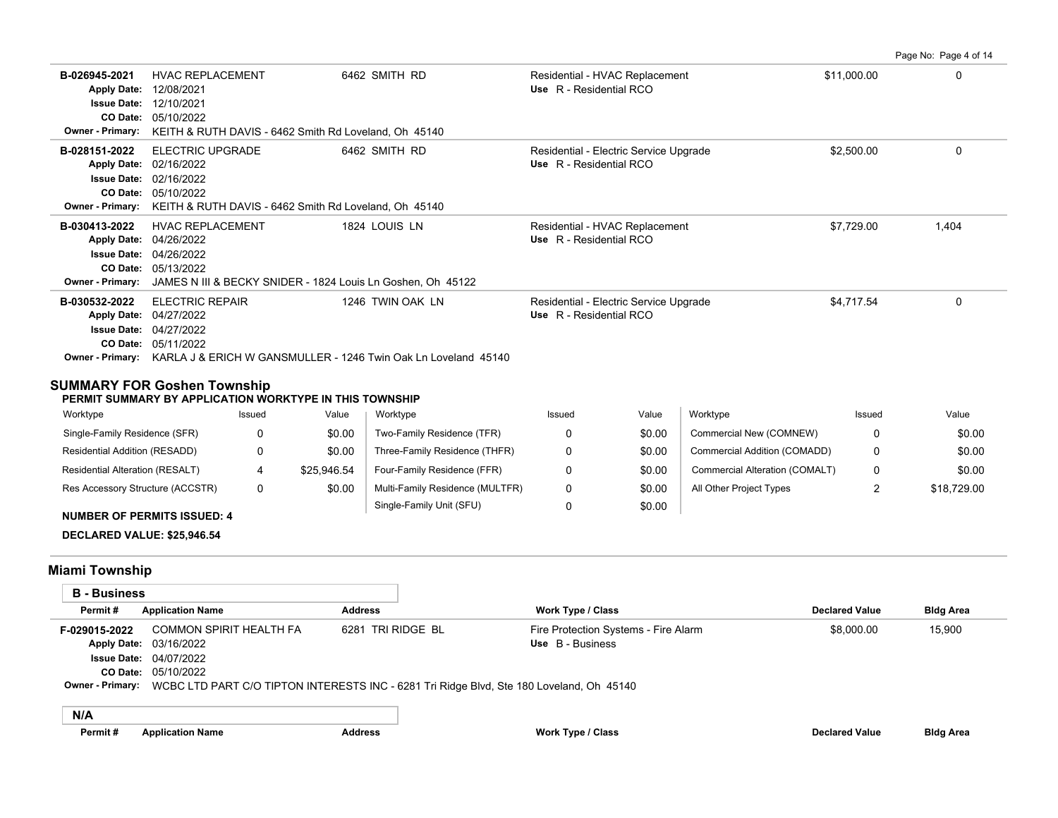| Permit # | Application Name | Address | Work Type / Class | Declared Value | Bldg Area |
|---|---|---|---|---|---|
| B-026945-2021 | HVAC REPLACEMENT | 6462 SMITH RD | Residential - HVAC Replacement | $11,000.00 | 0 |
| Apply Date: 12/08/2021 | | | Use R - Residential RCO | | |
| Issue Date: 12/10/2021 | | | | | |
| CO Date: 05/10/2022 | | | | | |
| Owner - Primary: KEITH & RUTH DAVIS - 6462 Smith Rd Loveland, Oh 45140 | | | | | |
| B-028151-2022 | ELECTRIC UPGRADE | 6462 SMITH RD | Residential - Electric Service Upgrade | $2,500.00 | 0 |
| Apply Date: 02/16/2022 | | | Use R - Residential RCO | | |
| Issue Date: 02/16/2022 | | | | | |
| CO Date: 05/10/2022 | | | | | |
| Owner - Primary: KEITH & RUTH DAVIS - 6462 Smith Rd Loveland, Oh 45140 | | | | | |
| B-030413-2022 | HVAC REPLACEMENT | 1824 LOUIS LN | Residential - HVAC Replacement | $7,729.00 | 1,404 |
| Apply Date: 04/26/2022 | | | Use R - Residential RCO | | |
| Issue Date: 04/26/2022 | | | | | |
| CO Date: 05/13/2022 | | | | | |
| Owner - Primary: JAMES N III & BECKY SNIDER - 1824 Louis Ln Goshen, Oh 45122 | | | | | |
| B-030532-2022 | ELECTRIC REPAIR | 1246 TWIN OAK LN | Residential - Electric Service Upgrade | $4,717.54 | 0 |
| Apply Date: 04/27/2022 | | | Use R - Residential RCO | | |
| Issue Date: 04/27/2022 | | | | | |
| CO Date: 05/11/2022 | | | | | |
| Owner - Primary: KARLA J & ERICH W GANSMULLER - 1246 Twin Oak Ln Loveland 45140 | | | | | |

## SUMMARY FOR Goshen Township

**PERMIT SUMMARY BY APPLICATION WORKTYPE IN THIS TOWNSHIP**

| Worktype | Issued | Value | Worktype | Issued | Value | Worktype | Issued | Value |
|---|---|---|---|---|---|---|---|---|
| Single-Family Residence (SFR) | 0 | $0.00 | Two-Family Residence (TFR) | 0 | $0.00 | Commercial New (COMNEW) | 0 | $0.00 |
| Residential Addition (RESADD) | 0 | $0.00 | Three-Family Residence (THFR) | 0 | $0.00 | Commercial Addition (COMADD) | 0 | $0.00 |
| Residential Alteration (RESALT) | 4 | $25,946.54 | Four-Family Residence (FFR) | 0 | $0.00 | Commercial Alteration (COMALT) | 0 | $0.00 |
| Res Accessory Structure (ACCSTR) | 0 | $0.00 | Multi-Family Residence (MULTFR) | 0 | $0.00 | All Other Project Types | 2 | $18,729.00 |
| | | | Single-Family Unit (SFU) | 0 | $0.00 | | | |

**NUMBER OF PERMITS ISSUED: 4**

**DECLARED VALUE: $25,946.54**

## Miami Township

### B - Business

| Permit # | Application Name | Address | Work Type / Class | Declared Value | Bldg Area |
|---|---|---|---|---|---|
| F-029015-2022 | COMMON SPIRIT HEALTH FA | 6281 TRI RIDGE BL | Fire Protection Systems - Fire Alarm | $8,000.00 | 15,900 |
| Apply Date: 03/16/2022 | | | Use B - Business | | |
| Issue Date: 04/07/2022 | | | | | |
| CO Date: 05/10/2022 | | | | | |
| Owner - Primary: WCBC LTD PART C/O TIPTON INTERESTS INC - 6281 Tri Ridge Blvd, Ste 180 Loveland, Oh 45140 | | | | | |

### N/A

| Permit # | Application Name | Address | Work Type / Class | Declared Value | Bldg Area |
|---|---|---|---|---|---|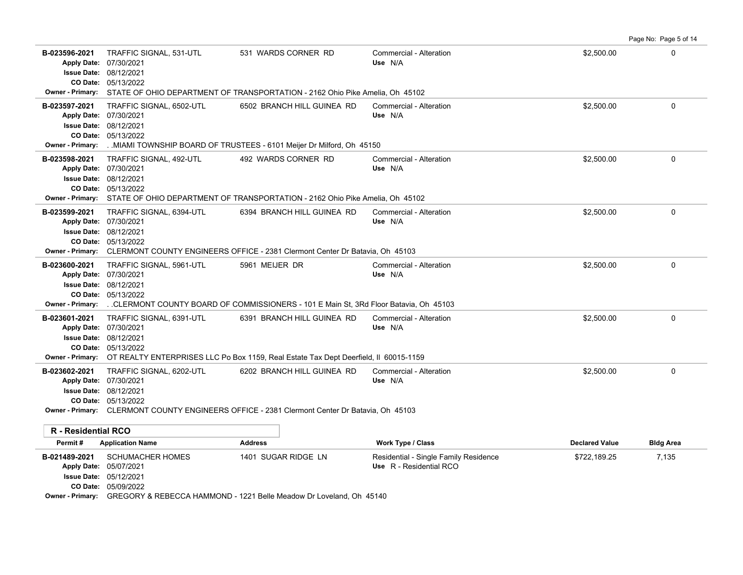| Permit # | Application Name | Address | Work Type / Class | Declared Value | Bldg Area |
|---|---|---|---|---|---|
| B-023596-2021<br>Apply Date: 07/30/2021<br>Issue Date: 08/12/2021<br>CO Date: 05/13/2022 | TRAFFIC SIGNAL, 531-UTL | 531 WARDS CORNER RD | Commercial - Alteration<br>Use N/A | $2,500.00 | 0 |
| Owner - Primary: STATE OF OHIO DEPARTMENT OF TRANSPORTATION - 2162 Ohio Pike Amelia, Oh 45102 | | | | | |
| B-023597-2021<br>Apply Date: 07/30/2021<br>Issue Date: 08/12/2021<br>CO Date: 05/13/2022 | TRAFFIC SIGNAL, 6502-UTL | 6502 BRANCH HILL GUINEA RD | Commercial - Alteration<br>Use N/A | $2,500.00 | 0 |
| Owner - Primary: . .MIAMI TOWNSHIP BOARD OF TRUSTEES - 6101 Meijer Dr Milford, Oh 45150 | | | | | |
| B-023598-2021<br>Apply Date: 07/30/2021<br>Issue Date: 08/12/2021<br>CO Date: 05/13/2022 | TRAFFIC SIGNAL, 492-UTL | 492 WARDS CORNER RD | Commercial - Alteration<br>Use N/A | $2,500.00 | 0 |
| Owner - Primary: STATE OF OHIO DEPARTMENT OF TRANSPORTATION - 2162 Ohio Pike Amelia, Oh 45102 | | | | | |
| B-023599-2021<br>Apply Date: 07/30/2021<br>Issue Date: 08/12/2021<br>CO Date: 05/13/2022 | TRAFFIC SIGNAL, 6394-UTL | 6394 BRANCH HILL GUINEA RD | Commercial - Alteration<br>Use N/A | $2,500.00 | 0 |
| Owner - Primary: CLERMONT COUNTY ENGINEERS OFFICE - 2381 Clermont Center Dr Batavia, Oh 45103 | | | | | |
| B-023600-2021<br>Apply Date: 07/30/2021<br>Issue Date: 08/12/2021<br>CO Date: 05/13/2022 | TRAFFIC SIGNAL, 5961-UTL | 5961 MEIJER DR | Commercial - Alteration<br>Use N/A | $2,500.00 | 0 |
| Owner - Primary: . .CLERMONT COUNTY BOARD OF COMMISSIONERS - 101 E Main St, 3Rd Floor Batavia, Oh 45103 | | | | | |
| B-023601-2021<br>Apply Date: 07/30/2021<br>Issue Date: 08/12/2021<br>CO Date: 05/13/2022 | TRAFFIC SIGNAL, 6391-UTL | 6391 BRANCH HILL GUINEA RD | Commercial - Alteration<br>Use N/A | $2,500.00 | 0 |
| Owner - Primary: OT REALTY ENTERPRISES LLC Po Box 1159, Real Estate Tax Dept Deerfield, Il 60015-1159 | | | | | |
| B-023602-2021<br>Apply Date: 07/30/2021<br>Issue Date: 08/12/2021<br>CO Date: 05/13/2022 | TRAFFIC SIGNAL, 6202-UTL | 6202 BRANCH HILL GUINEA RD | Commercial - Alteration<br>Use N/A | $2,500.00 | 0 |
| Owner - Primary: CLERMONT COUNTY ENGINEERS OFFICE - 2381 Clermont Center Dr Batavia, Oh 45103 | | | | | |

## R - Residential RCO

| Permit # | Application Name | Address | Work Type / Class | Declared Value | Bldg Area |
|---|---|---|---|---|---|
| B-021489-2021<br>Apply Date: 05/07/2021<br>Issue Date: 05/12/2021<br>CO Date: 05/09/2022 | SCHUMACHER HOMES | 1401 SUGAR RIDGE LN | Residential - Single Family Residence<br>Use R - Residential RCO | $722,189.25 | 7,135 |
| Owner - Primary: GREGORY & REBECCA HAMMOND - 1221 Belle Meadow Dr Loveland, Oh 45140 | | | | | |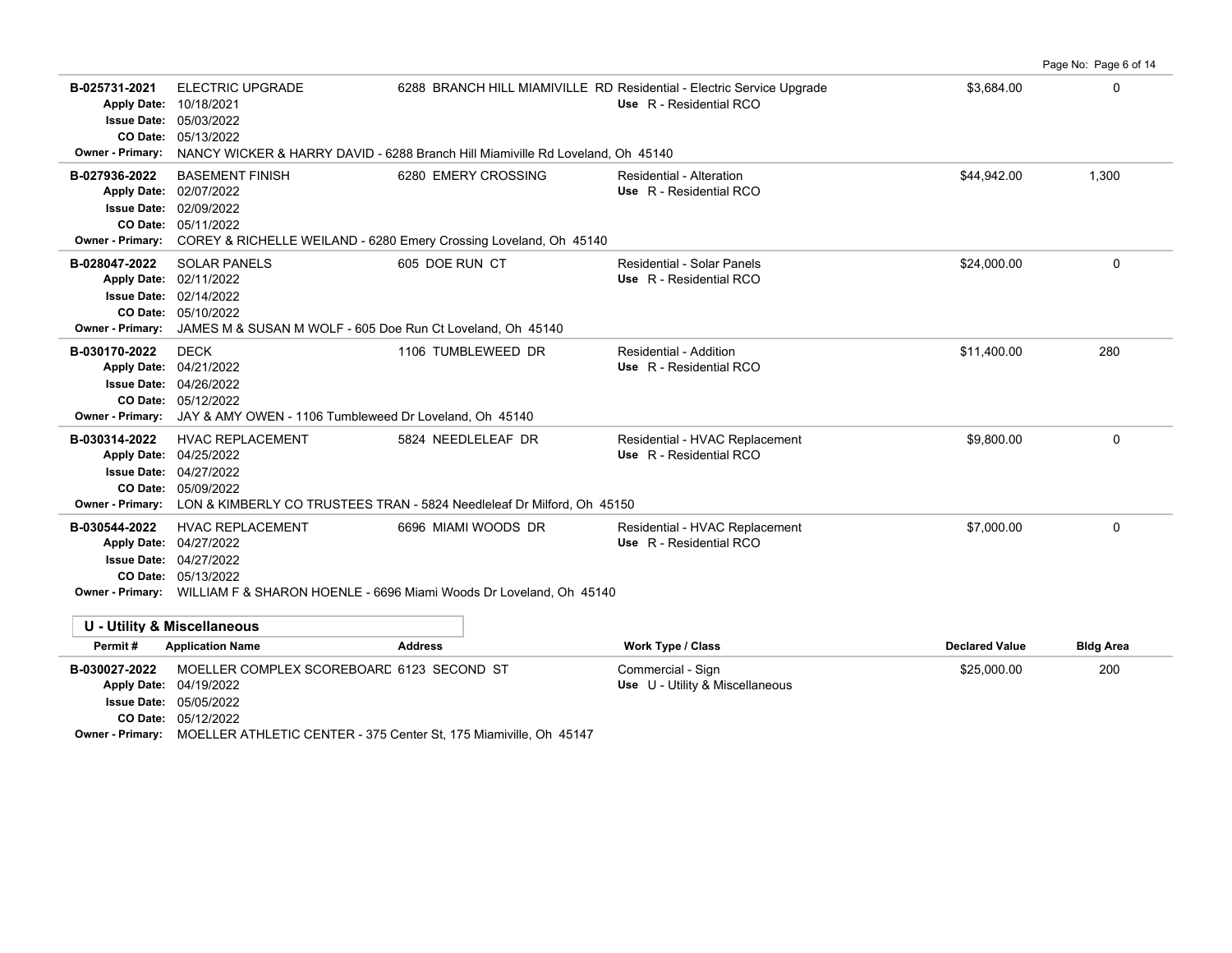| Permit # | Application Name | Address | Work Type / Class | Declared Value | Bldg Area |
|---|---|---|---|---|---|
| B-025731-2021 | ELECTRIC UPGRADE | 6288 BRANCH HILL MIAMIVILLE RD | Residential - Electric Service Upgrade<br>Use R - Residential RCO | $3,684.00 | 0 |
| | Apply Date: 10/18/2021<br>Issue Date: 05/03/2022<br>CO Date: 05/13/2022 | | | | |
| Owner - Primary: | NANCY WICKER & HARRY DAVID - 6288 Branch Hill Miamiville Rd Loveland, Oh 45140 | | | | |
| B-027936-2022 | BASEMENT FINISH | 6280 EMERY CROSSING | Residential - Alteration<br>Use R - Residential RCO | $44,942.00 | 1,300 |
| | Apply Date: 02/07/2022<br>Issue Date: 02/09/2022<br>CO Date: 05/11/2022 | | | | |
| Owner - Primary: | COREY & RICHELLE WEILAND - 6280 Emery Crossing Loveland, Oh 45140 | | | | |
| B-028047-2022 | SOLAR PANELS | 605 DOE RUN CT | Residential - Solar Panels<br>Use R - Residential RCO | $24,000.00 | 0 |
| | Apply Date: 02/11/2022<br>Issue Date: 02/14/2022<br>CO Date: 05/10/2022 | | | | |
| Owner - Primary: | JAMES M & SUSAN M WOLF - 605 Doe Run Ct Loveland, Oh 45140 | | | | |
| B-030170-2022 | DECK | 1106 TUMBLEWEED DR | Residential - Addition<br>Use R - Residential RCO | $11,400.00 | 280 |
| | Apply Date: 04/21/2022<br>Issue Date: 04/26/2022<br>CO Date: 05/12/2022 | | | | |
| Owner - Primary: | JAY & AMY OWEN - 1106 Tumbleweed Dr Loveland, Oh 45140 | | | | |
| B-030314-2022 | HVAC REPLACEMENT | 5824 NEEDLELEAF DR | Residential - HVAC Replacement<br>Use R - Residential RCO | $9,800.00 | 0 |
| | Apply Date: 04/25/2022<br>Issue Date: 04/27/2022<br>CO Date: 05/09/2022 | | | | |
| Owner - Primary: | LON & KIMBERLY CO TRUSTEES TRAN - 5824 Needleleaf Dr Milford, Oh 45150 | | | | |
| B-030544-2022 | HVAC REPLACEMENT | 6696 MIAMI WOODS DR | Residential - HVAC Replacement<br>Use R - Residential RCO | $7,000.00 | 0 |
| | Apply Date: 04/27/2022<br>Issue Date: 04/27/2022<br>CO Date: 05/13/2022 | | | | |
| Owner - Primary: | WILLIAM F & SHARON HOENLE - 6696 Miami Woods Dr Loveland, Oh 45140 | | | | |

## U - Utility & Miscellaneous

| Permit # | Application Name | Address | Work Type / Class | Declared Value | Bldg Area |
|---|---|---|---|---|---|
| B-030027-2022 | MOELLER COMPLEX SCOREBOARD | 6123 SECOND ST | Commercial - Sign<br>Use U - Utility & Miscellaneous | $25,000.00 | 200 |
| | Apply Date: 04/19/2022<br>Issue Date: 05/05/2022<br>CO Date: 05/12/2022 | | | | |
| Owner - Primary: | MOELLER ATHLETIC CENTER - 375 Center St, 175 Miamiville, Oh 45147 | | | | |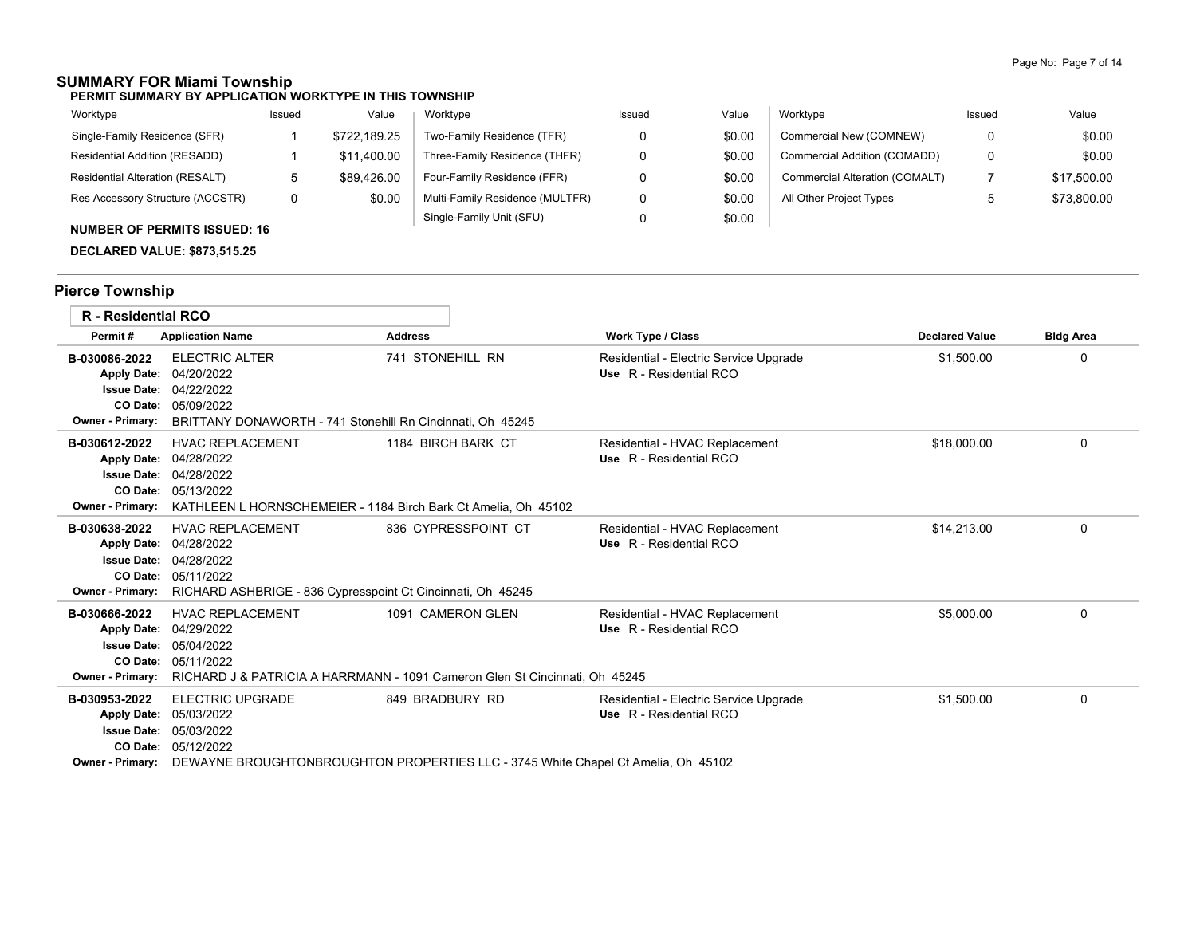## SUMMARY FOR Miami Township

**PERMIT SUMMARY BY APPLICATION WORKTYPE IN THIS TOWNSHIP**

| Worktype | Issued | Value | Worktype | Issued | Value | Worktype | Issued | Value |
|---|---|---|---|---|---|---|---|---|
| Single-Family Residence (SFR) | 1 | $722,189.25 | Two-Family Residence (TFR) | 0 | $0.00 | Commercial New (COMNEW) | 0 | $0.00 |
| Residential Addition (RESADD) | 1 | $11,400.00 | Three-Family Residence (THFR) | 0 | $0.00 | Commercial Addition (COMADD) | 0 | $0.00 |
| Residential Alteration (RESALT) | 5 | $89,426.00 | Four-Family Residence (FFR) | 0 | $0.00 | Commercial Alteration (COMALT) | 7 | $17,500.00 |
| Res Accessory Structure (ACCSTR) | 0 | $0.00 | Multi-Family Residence (MULTFR) | 0 | $0.00 | All Other Project Types | 5 | $73,800.00 |
| | | | Single-Family Unit (SFU) | 0 | $0.00 | | | |

**NUMBER OF PERMITS ISSUED: 16**

**DECLARED VALUE: $873,515.25**

## Pierce Township

### R - Residential RCO

| Permit # | Application Name | Address | Work Type / Class | Declared Value | Bldg Area |
|---|---|---|---|---|---|
| **B-030086-2022** | ELECTRIC ALTER | 741 STONEHILL RN | Residential - Electric Service Upgrade<br>Use R - Residential RCO | $1,500.00 | 0 |
| Apply Date: 04/20/2022<br>Issue Date: 04/22/2022<br>CO Date: 05/09/2022 | | | | | |
| Owner - Primary: BRITTANY DONAWORTH - 741 Stonehill Rn Cincinnati, Oh 45245 | | | | | |
| **B-030612-2022** | HVAC REPLACEMENT | 1184 BIRCH BARK CT | Residential - HVAC Replacement<br>Use R - Residential RCO | $18,000.00 | 0 |
| Apply Date: 04/28/2022<br>Issue Date: 04/28/2022<br>CO Date: 05/13/2022 | | | | | |
| Owner - Primary: KATHLEEN L HORNSCHEMEIER - 1184 Birch Bark Ct Amelia, Oh 45102 | | | | | |
| **B-030638-2022** | HVAC REPLACEMENT | 836 CYPRESSPOINT CT | Residential - HVAC Replacement<br>Use R - Residential RCO | $14,213.00 | 0 |
| Apply Date: 04/28/2022<br>Issue Date: 04/28/2022<br>CO Date: 05/11/2022 | | | | | |
| Owner - Primary: RICHARD ASHBRIGE - 836 Cypresspoint Ct Cincinnati, Oh 45245 | | | | | |
| **B-030666-2022** | HVAC REPLACEMENT | 1091 CAMERON GLEN | Residential - HVAC Replacement<br>Use R - Residential RCO | $5,000.00 | 0 |
| Apply Date: 04/29/2022<br>Issue Date: 05/04/2022<br>CO Date: 05/11/2022 | | | | | |
| Owner - Primary: RICHARD J & PATRICIA A HARRMANN - 1091 Cameron Glen St Cincinnati, Oh 45245 | | | | | |
| **B-030953-2022** | ELECTRIC UPGRADE | 849 BRADBURY RD | Residential - Electric Service Upgrade<br>Use R - Residential RCO | $1,500.00 | 0 |
| Apply Date: 05/03/2022<br>Issue Date: 05/03/2022<br>CO Date: 05/12/2022 | | | | | |
| Owner - Primary: DEWAYNE BROUGHTONBROUGHTON PROPERTIES LLC - 3745 White Chapel Ct Amelia, Oh 45102 | | | | | |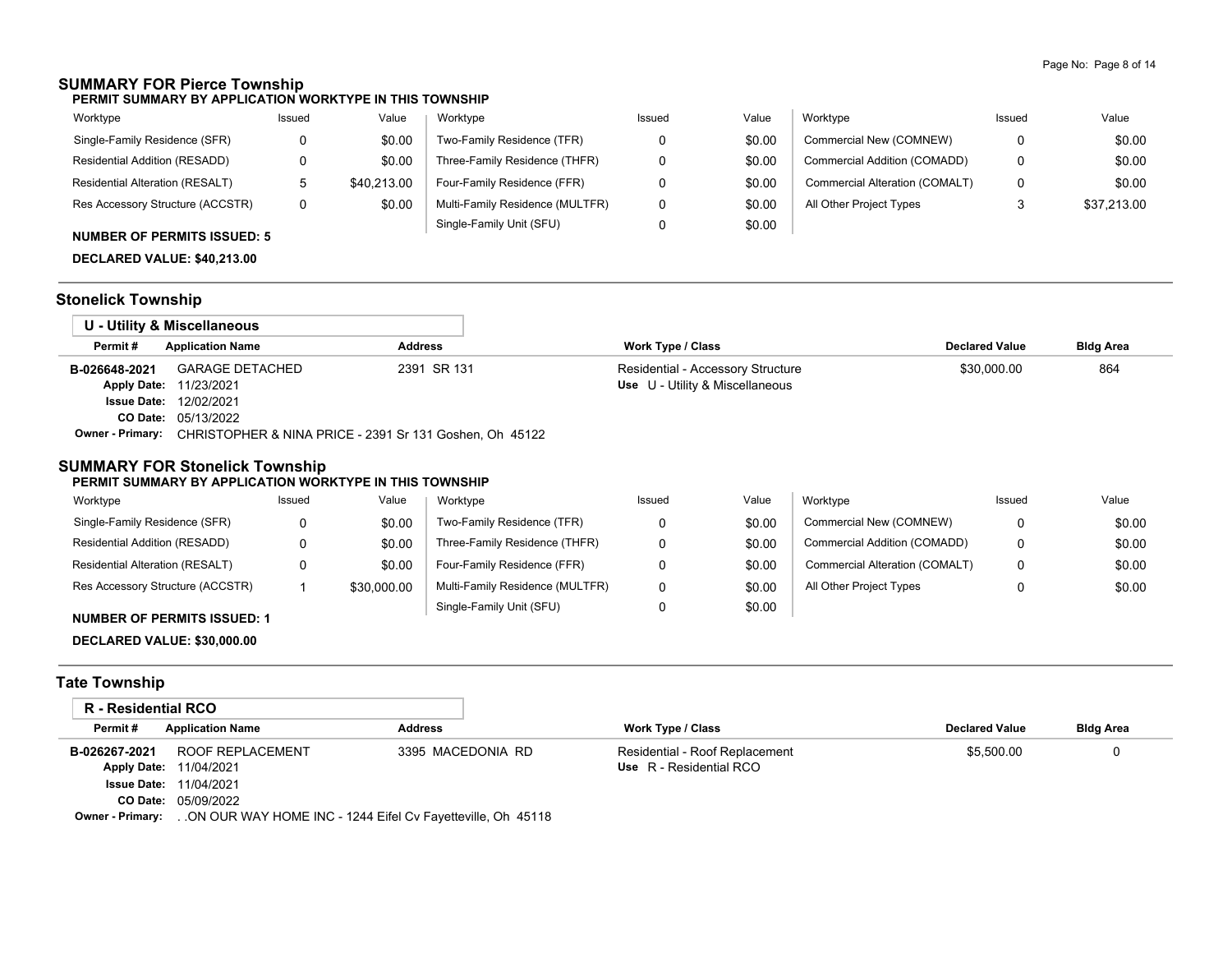## SUMMARY FOR Pierce Township

**PERMIT SUMMARY BY APPLICATION WORKTYPE IN THIS TOWNSHIP**

| Worktype | Issued | Value | Worktype | Issued | Value | Worktype | Issued | Value |
|---|---|---|---|---|---|---|---|---|
| Single-Family Residence (SFR) | 0 | $0.00 | Two-Family Residence (TFR) | 0 | $0.00 | Commercial New (COMNEW) | 0 | $0.00 |
| Residential Addition (RESADD) | 0 | $0.00 | Three-Family Residence (THFR) | 0 | $0.00 | Commercial Addition (COMADD) | 0 | $0.00 |
| Residential Alteration (RESALT) | 5 | $40,213.00 | Four-Family Residence (FFR) | 0 | $0.00 | Commercial Alteration (COMALT) | 0 | $0.00 |
| Res Accessory Structure (ACCSTR) | 0 | $0.00 | Multi-Family Residence (MULTFR) | 0 | $0.00 | All Other Project Types | 3 | $37,213.00 |
| | | | Single-Family Unit (SFU) | 0 | $0.00 | | | |

**NUMBER OF PERMITS ISSUED: 5**

**DECLARED VALUE: $40,213.00**

## Stonelick Township

### U - Utility & Miscellaneous

| Permit # | Application Name | Address | Work Type / Class | Declared Value | Bldg Area |
|---|---|---|---|---|---|
| B-026648-2021 | GARAGE DETACHED | 2391 SR 131 | Residential - Accessory Structure<br>Use U - Utility & Miscellaneous | $30,000.00 | 864 |

**Apply Date:** 11/23/2021
**Issue Date:** 12/02/2021
**CO Date:** 05/13/2022
**Owner - Primary:** CHRISTOPHER & NINA PRICE - 2391 Sr 131 Goshen, Oh 45122

## SUMMARY FOR Stonelick Township

**PERMIT SUMMARY BY APPLICATION WORKTYPE IN THIS TOWNSHIP**

| Worktype | Issued | Value | Worktype | Issued | Value | Worktype | Issued | Value |
|---|---|---|---|---|---|---|---|---|
| Single-Family Residence (SFR) | 0 | $0.00 | Two-Family Residence (TFR) | 0 | $0.00 | Commercial New (COMNEW) | 0 | $0.00 |
| Residential Addition (RESADD) | 0 | $0.00 | Three-Family Residence (THFR) | 0 | $0.00 | Commercial Addition (COMADD) | 0 | $0.00 |
| Residential Alteration (RESALT) | 0 | $0.00 | Four-Family Residence (FFR) | 0 | $0.00 | Commercial Alteration (COMALT) | 0 | $0.00 |
| Res Accessory Structure (ACCSTR) | 1 | $30,000.00 | Multi-Family Residence (MULTFR) | 0 | $0.00 | All Other Project Types | 0 | $0.00 |
| | | | Single-Family Unit (SFU) | 0 | $0.00 | | | |

**NUMBER OF PERMITS ISSUED: 1**

**DECLARED VALUE: $30,000.00**

## Tate Township

### R - Residential RCO

| Permit # | Application Name | Address | Work Type / Class | Declared Value | Bldg Area |
|---|---|---|---|---|---|
| B-026267-2021 | ROOF REPLACEMENT | 3395 MACEDONIA RD | Residential - Roof Replacement<br>Use R - Residential RCO | $5,500.00 | 0 |

**Apply Date:** 11/04/2021
**Issue Date:** 11/04/2021
**CO Date:** 05/09/2022
**Owner - Primary:** . .ON OUR WAY HOME INC - 1244 Eifel Cv Fayetteville, Oh 45118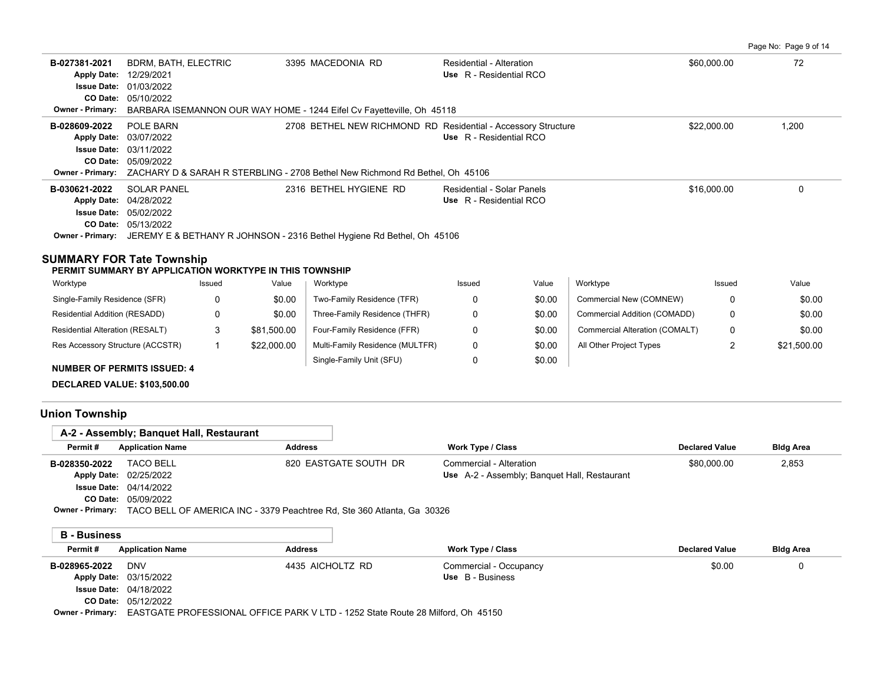| Permit # | Application Name | Address | Work Type / Class | Declared Value | Bldg Area |
|---|---|---|---|---|---|
| B-027381-2021 | BDRM, BATH, ELECTRIC | 3395 MACEDONIA RD | Residential - Alteration<br>Use R - Residential RCO | $60,000.00 | 72 |
| | Apply Date: 12/29/2021<br>Issue Date: 01/03/2022<br>CO Date: 05/10/2022 | | | | |
| | Owner - Primary: BARBARA ISEMANNON OUR WAY HOME - 1244 Eifel Cv Fayetteville, Oh 45118 | | | | |
| B-028609-2022 | POLE BARN | 2708 BETHEL NEW RICHMOND RD | Residential - Accessory Structure<br>Use R - Residential RCO | $22,000.00 | 1,200 |
| | Apply Date: 03/07/2022<br>Issue Date: 03/11/2022<br>CO Date: 05/09/2022 | | | | |
| | Owner - Primary: ZACHARY D & SARAH R STERBLING - 2708 Bethel New Richmond Rd Bethel, Oh 45106 | | | | |
| B-030621-2022 | SOLAR PANEL | 2316 BETHEL HYGIENE RD | Residential - Solar Panels<br>Use R - Residential RCO | $16,000.00 | 0 |
| | Apply Date: 04/28/2022<br>Issue Date: 05/02/2022<br>CO Date: 05/13/2022 | | | | |
| | Owner - Primary: JEREMY E & BETHANY R JOHNSON - 2316 Bethel Hygiene Rd Bethel, Oh 45106 | | | | |

## SUMMARY FOR Tate Township

**PERMIT SUMMARY BY APPLICATION WORKTYPE IN THIS TOWNSHIP**

| Worktype | Issued | Value | Worktype | Issued | Value | Worktype | Issued | Value |
|---|---|---|---|---|---|---|---|---|
| Single-Family Residence (SFR) | 0 | $0.00 | Two-Family Residence (TFR) | 0 | $0.00 | Commercial New (COMNEW) | 0 | $0.00 |
| Residential Addition (RESADD) | 0 | $0.00 | Three-Family Residence (THFR) | 0 | $0.00 | Commercial Addition (COMADD) | 0 | $0.00 |
| Residential Alteration (RESALT) | 3 | $81,500.00 | Four-Family Residence (FFR) | 0 | $0.00 | Commercial Alteration (COMALT) | 0 | $0.00 |
| Res Accessory Structure (ACCSTR) | 1 | $22,000.00 | Multi-Family Residence (MULTFR) | 0 | $0.00 | All Other Project Types | 2 | $21,500.00 |
| | | | Single-Family Unit (SFU) | 0 | $0.00 | | | |

**NUMBER OF PERMITS ISSUED: 4**

**DECLARED VALUE: $103,500.00**

## Union Township

### A-2 - Assembly; Banquet Hall, Restaurant

| Permit # | Application Name | Address | Work Type / Class | Declared Value | Bldg Area |
|---|---|---|---|---|---|
| B-028350-2022 | TACO BELL | 820 EASTGATE SOUTH DR | Commercial - Alteration<br>Use A-2 - Assembly; Banquet Hall, Restaurant | $80,000.00 | 2,853 |
| | Apply Date: 02/25/2022<br>Issue Date: 04/14/2022<br>CO Date: 05/09/2022 | | | | |
| | Owner - Primary: TACO BELL OF AMERICA INC - 3379 Peachtree Rd, Ste 360 Atlanta, Ga 30326 | | | | |

### B - Business

| Permit # | Application Name | Address | Work Type / Class | Declared Value | Bldg Area |
|---|---|---|---|---|---|
| B-028965-2022 | DNV | 4435 AICHOLTZ RD | Commercial - Occupancy<br>Use B - Business | $0.00 | 0 |
| | Apply Date: 03/15/2022<br>Issue Date: 04/18/2022<br>CO Date: 05/12/2022 | | | | |
| | Owner - Primary: EASTGATE PROFESSIONAL OFFICE PARK V LTD - 1252 State Route 28 Milford, Oh 45150 | | | | |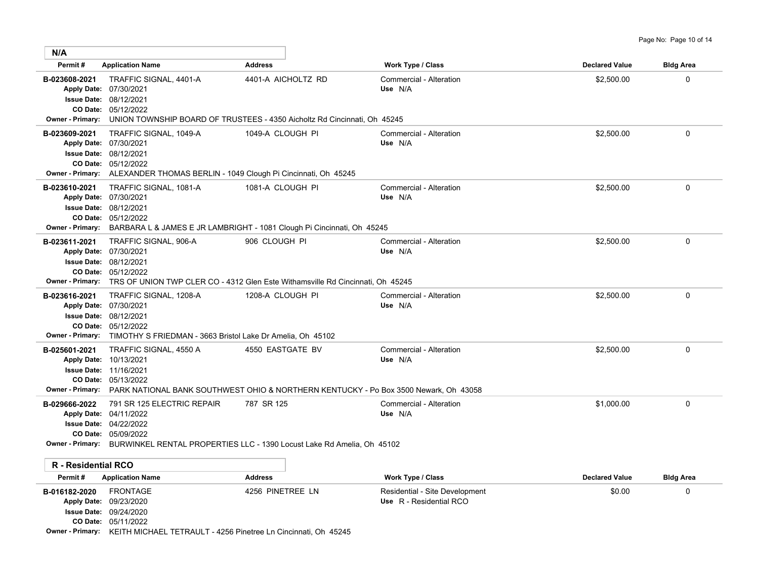## N/A

| Permit # | Application Name | Address | Work Type / Class | Declared Value | Bldg Area |
|---|---|---|---|---|---|
| B-023608-2021 | TRAFFIC SIGNAL, 4401-A | 4401-A AICHOLTZ RD | Commercial - Alteration | $2,500.00 | 0 |
| | **Apply Date:** 07/30/2021 | | **Use** N/A | | |
| | **Issue Date:** 08/12/2021 | | | | |
| | **CO Date:** 05/12/2022 | | | | |
| **Owner - Primary:** | UNION TOWNSHIP BOARD OF TRUSTEES - 4350 Aicholtz Rd Cincinnati, Oh 45245 | | | | |
| B-023609-2021 | TRAFFIC SIGNAL, 1049-A | 1049-A CLOUGH PI | Commercial - Alteration | $2,500.00 | 0 |
| | **Apply Date:** 07/30/2021 | | **Use** N/A | | |
| | **Issue Date:** 08/12/2021 | | | | |
| | **CO Date:** 05/12/2022 | | | | |
| **Owner - Primary:** | ALEXANDER THOMAS BERLIN - 1049 Clough Pi Cincinnati, Oh 45245 | | | | |
| B-023610-2021 | TRAFFIC SIGNAL, 1081-A | 1081-A CLOUGH PI | Commercial - Alteration | $2,500.00 | 0 |
| | **Apply Date:** 07/30/2021 | | **Use** N/A | | |
| | **Issue Date:** 08/12/2021 | | | | |
| | **CO Date:** 05/12/2022 | | | | |
| **Owner - Primary:** | BARBARA L & JAMES E JR LAMBRIGHT - 1081 Clough Pi Cincinnati, Oh 45245 | | | | |
| B-023611-2021 | TRAFFIC SIGNAL, 906-A | 906 CLOUGH PI | Commercial - Alteration | $2,500.00 | 0 |
| | **Apply Date:** 07/30/2021 | | **Use** N/A | | |
| | **Issue Date:** 08/12/2021 | | | | |
| | **CO Date:** 05/12/2022 | | | | |
| **Owner - Primary:** | TRS OF UNION TWP CLER CO - 4312 Glen Este Withamsville Rd Cincinnati, Oh 45245 | | | | |
| B-023616-2021 | TRAFFIC SIGNAL, 1208-A | 1208-A CLOUGH PI | Commercial - Alteration | $2,500.00 | 0 |
| | **Apply Date:** 07/30/2021 | | **Use** N/A | | |
| | **Issue Date:** 08/12/2021 | | | | |
| | **CO Date:** 05/12/2022 | | | | |
| **Owner - Primary:** | TIMOTHY S FRIEDMAN - 3663 Bristol Lake Dr Amelia, Oh 45102 | | | | |
| B-025601-2021 | TRAFFIC SIGNAL, 4550 A | 4550 EASTGATE BV | Commercial - Alteration | $2,500.00 | 0 |
| | **Apply Date:** 10/13/2021 | | **Use** N/A | | |
| | **Issue Date:** 11/16/2021 | | | | |
| | **CO Date:** 05/13/2022 | | | | |
| **Owner - Primary:** | PARK NATIONAL BANK SOUTHWEST OHIO & NORTHERN KENTUCKY - Po Box 3500 Newark, Oh 43058 | | | | |
| B-029666-2022 | 791 SR 125 ELECTRIC REPAIR | 787 SR 125 | Commercial - Alteration | $1,000.00 | 0 |
| | **Apply Date:** 04/11/2022 | | **Use** N/A | | |
| | **Issue Date:** 04/22/2022 | | | | |
| | **CO Date:** 05/09/2022 | | | | |
| **Owner - Primary:** | BURWINKEL RENTAL PROPERTIES LLC - 1390 Locust Lake Rd Amelia, Oh 45102 | | | | |

## R - Residential RCO

| Permit # | Application Name | Address | Work Type / Class | Declared Value | Bldg Area |
|---|---|---|---|---|---|
| B-016182-2020 | FRONTAGE | 4256 PINETREE LN | Residential - Site Development | $0.00 | 0 |
| | **Apply Date:** 09/23/2020 | | **Use** R - Residential RCO | | |
| | **Issue Date:** 09/24/2020 | | | | |
| | **CO Date:** 05/11/2022 | | | | |
| **Owner - Primary:** | KEITH MICHAEL TETRAULT - 4256 Pinetree Ln Cincinnati, Oh 45245 | | | | |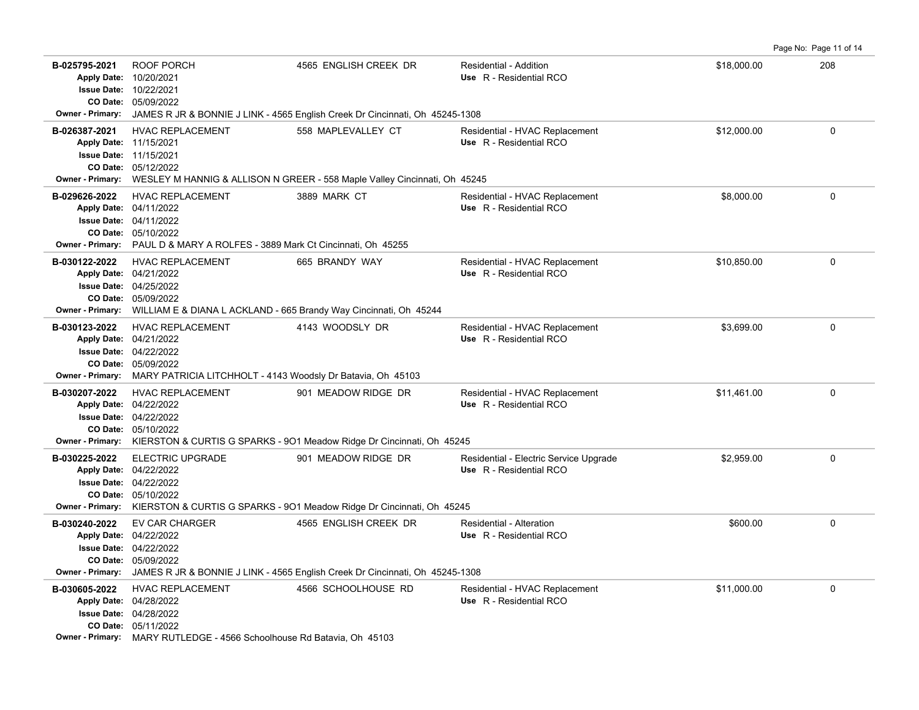| Permit # | Description | Address | Type / Use | Valuation | Sq Ft |
|---|---|---|---|---|---|
| **B-025795-2021**<br>Apply Date: 10/20/2021<br>Issue Date: 10/22/2021<br>CO Date: 05/09/2022 | ROOF PORCH | 4565 ENGLISH CREEK DR | Residential - Addition<br>Use R - Residential RCO | $18,000.00 | 208 |
| Owner - Primary: JAMES R JR & BONNIE J LINK - 4565 English Creek Dr Cincinnati, Oh 45245-1308 | | | | | |
| **B-026387-2021**<br>Apply Date: 11/15/2021<br>Issue Date: 11/15/2021<br>CO Date: 05/12/2022 | HVAC REPLACEMENT | 558 MAPLEVALLEY CT | Residential - HVAC Replacement<br>Use R - Residential RCO | $12,000.00 | 0 |
| Owner - Primary: WESLEY M HANNIG & ALLISON N GREER - 558 Maple Valley Cincinnati, Oh 45245 | | | | | |
| **B-029626-2022**<br>Apply Date: 04/11/2022<br>Issue Date: 04/11/2022<br>CO Date: 05/10/2022 | HVAC REPLACEMENT | 3889 MARK CT | Residential - HVAC Replacement<br>Use R - Residential RCO | $8,000.00 | 0 |
| Owner - Primary: PAUL D & MARY A ROLFES - 3889 Mark Ct Cincinnati, Oh 45255 | | | | | |
| **B-030122-2022**<br>Apply Date: 04/21/2022<br>Issue Date: 04/25/2022<br>CO Date: 05/09/2022 | HVAC REPLACEMENT | 665 BRANDY WAY | Residential - HVAC Replacement<br>Use R - Residential RCO | $10,850.00 | 0 |
| Owner - Primary: WILLIAM E & DIANA L ACKLAND - 665 Brandy Way Cincinnati, Oh 45244 | | | | | |
| **B-030123-2022**<br>Apply Date: 04/21/2022<br>Issue Date: 04/22/2022<br>CO Date: 05/09/2022 | HVAC REPLACEMENT | 4143 WOODSLY DR | Residential - HVAC Replacement<br>Use R - Residential RCO | $3,699.00 | 0 |
| Owner - Primary: MARY PATRICIA LITCHHOLT - 4143 Woodsly Dr Batavia, Oh 45103 | | | | | |
| **B-030207-2022**<br>Apply Date: 04/22/2022<br>Issue Date: 04/22/2022<br>CO Date: 05/10/2022 | HVAC REPLACEMENT | 901 MEADOW RIDGE DR | Residential - HVAC Replacement<br>Use R - Residential RCO | $11,461.00 | 0 |
| Owner - Primary: KIERSTON & CURTIS G SPARKS - 9O1 Meadow Ridge Dr Cincinnati, Oh 45245 | | | | | |
| **B-030225-2022**<br>Apply Date: 04/22/2022<br>Issue Date: 04/22/2022<br>CO Date: 05/10/2022 | ELECTRIC UPGRADE | 901 MEADOW RIDGE DR | Residential - Electric Service Upgrade<br>Use R - Residential RCO | $2,959.00 | 0 |
| Owner - Primary: KIERSTON & CURTIS G SPARKS - 9O1 Meadow Ridge Dr Cincinnati, Oh 45245 | | | | | |
| **B-030240-2022**<br>Apply Date: 04/22/2022<br>Issue Date: 04/22/2022<br>CO Date: 05/09/2022 | EV CAR CHARGER | 4565 ENGLISH CREEK DR | Residential - Alteration<br>Use R - Residential RCO | $600.00 | 0 |
| Owner - Primary: JAMES R JR & BONNIE J LINK - 4565 English Creek Dr Cincinnati, Oh 45245-1308 | | | | | |
| **B-030605-2022**<br>Apply Date: 04/28/2022<br>Issue Date: 04/28/2022<br>CO Date: 05/11/2022 | HVAC REPLACEMENT | 4566 SCHOOLHOUSE RD | Residential - HVAC Replacement<br>Use R - Residential RCO | $11,000.00 | 0 |
| Owner - Primary: MARY RUTLEDGE - 4566 Schoolhouse Rd Batavia, Oh 45103 | | | | | |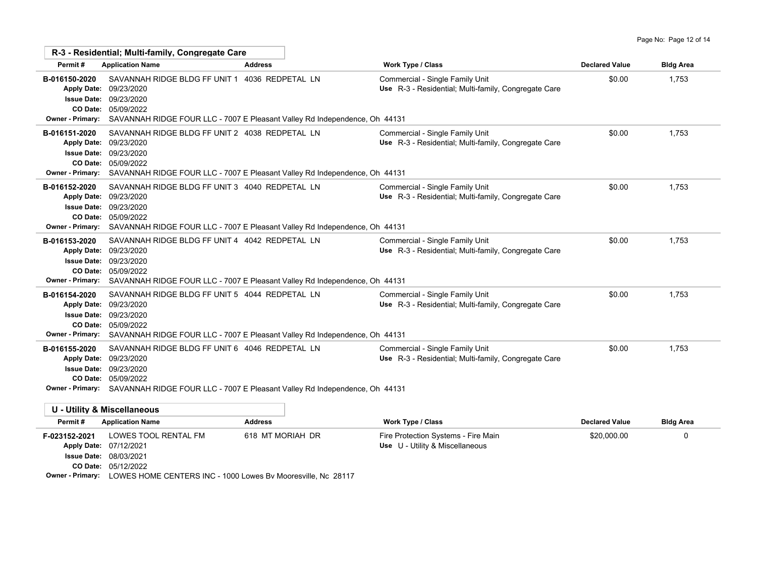## R-3 - Residential; Multi-family, Congregate Care

| Permit # | Application Name | Address | Work Type / Class | Declared Value | Bldg Area |
|---|---|---|---|---|---|
| B-016150-2020 | SAVANNAH RIDGE BLDG FF UNIT 1 | 4036 REDPETAL LN | Commercial - Single Family Unit<br>Use R-3 - Residential; Multi-family, Congregate Care | $0.00 | 1,753 |
| | Apply Date: 09/23/2020<br>Issue Date: 09/23/2020<br>CO Date: 05/09/2022 | | | | |
| | Owner - Primary: SAVANNAH RIDGE FOUR LLC - 7007 E Pleasant Valley Rd Independence, Oh 44131 | | | | |
| B-016151-2020 | SAVANNAH RIDGE BLDG FF UNIT 2 | 4038 REDPETAL LN | Commercial - Single Family Unit<br>Use R-3 - Residential; Multi-family, Congregate Care | $0.00 | 1,753 |
| | Apply Date: 09/23/2020<br>Issue Date: 09/23/2020<br>CO Date: 05/09/2022 | | | | |
| | Owner - Primary: SAVANNAH RIDGE FOUR LLC - 7007 E Pleasant Valley Rd Independence, Oh 44131 | | | | |
| B-016152-2020 | SAVANNAH RIDGE BLDG FF UNIT 3 | 4040 REDPETAL LN | Commercial - Single Family Unit<br>Use R-3 - Residential; Multi-family, Congregate Care | $0.00 | 1,753 |
| | Apply Date: 09/23/2020<br>Issue Date: 09/23/2020<br>CO Date: 05/09/2022 | | | | |
| | Owner - Primary: SAVANNAH RIDGE FOUR LLC - 7007 E Pleasant Valley Rd Independence, Oh 44131 | | | | |
| B-016153-2020 | SAVANNAH RIDGE BLDG FF UNIT 4 | 4042 REDPETAL LN | Commercial - Single Family Unit<br>Use R-3 - Residential; Multi-family, Congregate Care | $0.00 | 1,753 |
| | Apply Date: 09/23/2020<br>Issue Date: 09/23/2020<br>CO Date: 05/09/2022 | | | | |
| | Owner - Primary: SAVANNAH RIDGE FOUR LLC - 7007 E Pleasant Valley Rd Independence, Oh 44131 | | | | |
| B-016154-2020 | SAVANNAH RIDGE BLDG FF UNIT 5 | 4044 REDPETAL LN | Commercial - Single Family Unit<br>Use R-3 - Residential; Multi-family, Congregate Care | $0.00 | 1,753 |
| | Apply Date: 09/23/2020<br>Issue Date: 09/23/2020<br>CO Date: 05/09/2022 | | | | |
| | Owner - Primary: SAVANNAH RIDGE FOUR LLC - 7007 E Pleasant Valley Rd Independence, Oh 44131 | | | | |
| B-016155-2020 | SAVANNAH RIDGE BLDG FF UNIT 6 | 4046 REDPETAL LN | Commercial - Single Family Unit<br>Use R-3 - Residential; Multi-family, Congregate Care | $0.00 | 1,753 |
| | Apply Date: 09/23/2020<br>Issue Date: 09/23/2020<br>CO Date: 05/09/2022 | | | | |
| | Owner - Primary: SAVANNAH RIDGE FOUR LLC - 7007 E Pleasant Valley Rd Independence, Oh 44131 | | | | |

## U - Utility & Miscellaneous

| Permit # | Application Name | Address | Work Type / Class | Declared Value | Bldg Area |
|---|---|---|---|---|---|
| F-023152-2021 | LOWES TOOL RENTAL FM | 618 MT MORIAH DR | Fire Protection Systems - Fire Main<br>Use U - Utility & Miscellaneous | $20,000.00 | 0 |
| | Apply Date: 07/12/2021<br>Issue Date: 08/03/2021<br>CO Date: 05/12/2022 | | | | |
| | Owner - Primary: LOWES HOME CENTERS INC - 1000 Lowes Bv Mooresville, Nc 28117 | | | | |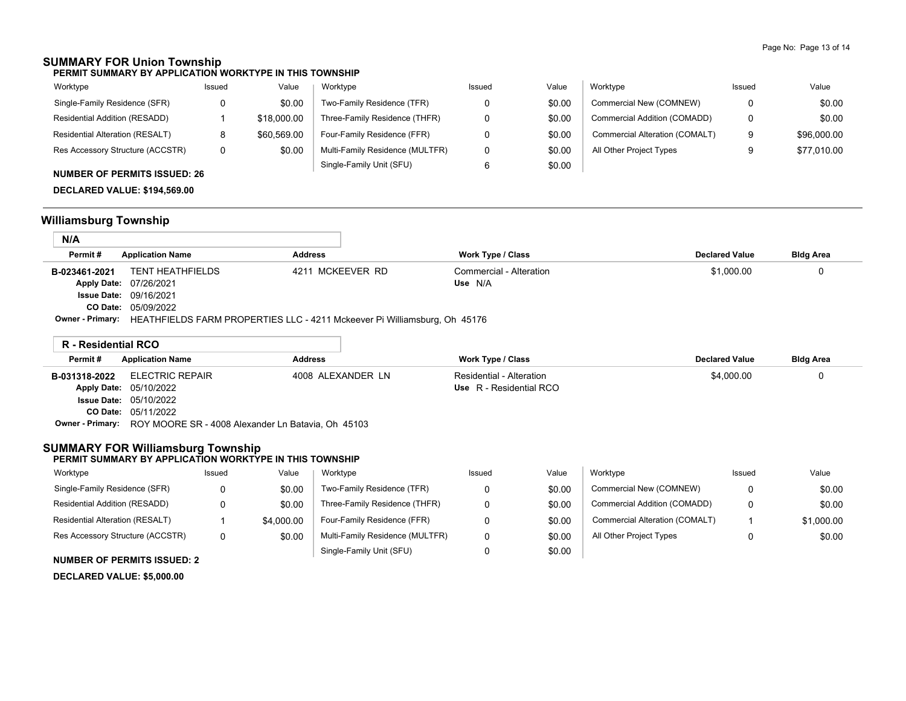## SUMMARY FOR Union Township

**PERMIT SUMMARY BY APPLICATION WORKTYPE IN THIS TOWNSHIP**

| Worktype | Issued | Value | Worktype | Issued | Value | Worktype | Issued | Value |
|---|---|---|---|---|---|---|---|---|
| Single-Family Residence (SFR) | 0 | $0.00 | Two-Family Residence (TFR) | 0 | $0.00 | Commercial New (COMNEW) | 0 | $0.00 |
| Residential Addition (RESADD) | 1 | $18,000.00 | Three-Family Residence (THFR) | 0 | $0.00 | Commercial Addition (COMADD) | 0 | $0.00 |
| Residential Alteration (RESALT) | 8 | $60,569.00 | Four-Family Residence (FFR) | 0 | $0.00 | Commercial Alteration (COMALT) | 9 | $96,000.00 |
| Res Accessory Structure (ACCSTR) | 0 | $0.00 | Multi-Family Residence (MULTFR) | 0 | $0.00 | All Other Project Types | 9 | $77,010.00 |
| | | | Single-Family Unit (SFU) | 6 | $0.00 | | | |

**NUMBER OF PERMITS ISSUED: 26**

**DECLARED VALUE: $194,569.00**

## Williamsburg Township

### N/A

| Permit # | Application Name | Address | Work Type / Class | Declared Value | Bldg Area |
|---|---|---|---|---|---|
| B-023461-2021 | TENT HEATHFIELDS | 4211 MCKEEVER RD | Commercial - Alteration<br>**Use** N/A | $1,000.00 | 0 |

**Apply Date:** 07/26/2021
**Issue Date:** 09/16/2021
**CO Date:** 05/09/2022
**Owner - Primary:** HEATHFIELDS FARM PROPERTIES LLC - 4211 Mckeever Pi Williamsburg, Oh 45176

### R - Residential RCO

| Permit # | Application Name | Address | Work Type / Class | Declared Value | Bldg Area |
|---|---|---|---|---|---|
| B-031318-2022 | ELECTRIC REPAIR | 4008 ALEXANDER LN | Residential - Alteration<br>**Use** R - Residential RCO | $4,000.00 | 0 |

**Apply Date:** 05/10/2022
**Issue Date:** 05/10/2022
**CO Date:** 05/11/2022
**Owner - Primary:** ROY MOORE SR - 4008 Alexander Ln Batavia, Oh 45103

## SUMMARY FOR Williamsburg Township

**PERMIT SUMMARY BY APPLICATION WORKTYPE IN THIS TOWNSHIP**

| Worktype | Issued | Value | Worktype | Issued | Value | Worktype | Issued | Value |
|---|---|---|---|---|---|---|---|---|
| Single-Family Residence (SFR) | 0 | $0.00 | Two-Family Residence (TFR) | 0 | $0.00 | Commercial New (COMNEW) | 0 | $0.00 |
| Residential Addition (RESADD) | 0 | $0.00 | Three-Family Residence (THFR) | 0 | $0.00 | Commercial Addition (COMADD) | 0 | $0.00 |
| Residential Alteration (RESALT) | 1 | $4,000.00 | Four-Family Residence (FFR) | 0 | $0.00 | Commercial Alteration (COMALT) | 1 | $1,000.00 |
| Res Accessory Structure (ACCSTR) | 0 | $0.00 | Multi-Family Residence (MULTFR) | 0 | $0.00 | All Other Project Types | 0 | $0.00 |
| | | | Single-Family Unit (SFU) | 0 | $0.00 | | | |

**NUMBER OF PERMITS ISSUED: 2**

**DECLARED VALUE: $5,000.00**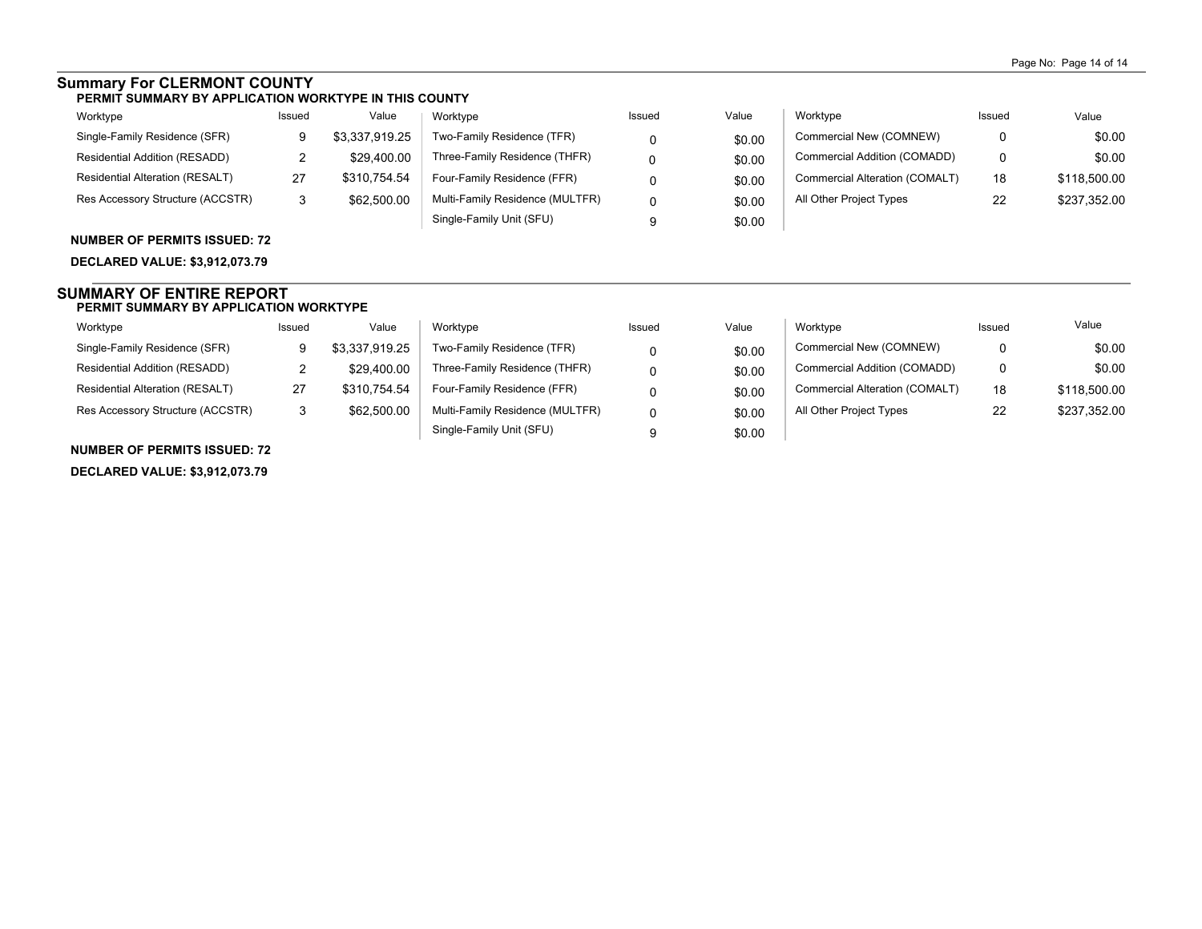## Summary For CLERMONT COUNTY

### PERMIT SUMMARY BY APPLICATION WORKTYPE IN THIS COUNTY

| Worktype | Issued | Value | Worktype | Issued | Value | Worktype | Issued | Value |
|---|---|---|---|---|---|---|---|---|
| Single-Family Residence (SFR) | 9 | $3,337,919.25 | Two-Family Residence (TFR) | 0 | $0.00 | Commercial New (COMNEW) | 0 | $0.00 |
| Residential Addition (RESADD) | 2 | $29,400.00 | Three-Family Residence (THFR) | 0 | $0.00 | Commercial Addition (COMADD) | 0 | $0.00 |
| Residential Alteration (RESALT) | 27 | $310,754.54 | Four-Family Residence (FFR) | 0 | $0.00 | Commercial Alteration (COMALT) | 18 | $118,500.00 |
| Res Accessory Structure (ACCSTR) | 3 | $62,500.00 | Multi-Family Residence (MULTFR) | 0 | $0.00 | All Other Project Types | 22 | $237,352.00 |
| | | | Single-Family Unit (SFU) | 9 | $0.00 | | | |

**NUMBER OF PERMITS ISSUED: 72**

**DECLARED VALUE: $3,912,073.79**

## SUMMARY OF ENTIRE REPORT

### PERMIT SUMMARY BY APPLICATION WORKTYPE

| Worktype | Issued | Value | Worktype | Issued | Value | Worktype | Issued | Value |
|---|---|---|---|---|---|---|---|---|
| Single-Family Residence (SFR) | 9 | $3,337,919.25 | Two-Family Residence (TFR) | 0 | $0.00 | Commercial New (COMNEW) | 0 | $0.00 |
| Residential Addition (RESADD) | 2 | $29,400.00 | Three-Family Residence (THFR) | 0 | $0.00 | Commercial Addition (COMADD) | 0 | $0.00 |
| Residential Alteration (RESALT) | 27 | $310,754.54 | Four-Family Residence (FFR) | 0 | $0.00 | Commercial Alteration (COMALT) | 18 | $118,500.00 |
| Res Accessory Structure (ACCSTR) | 3 | $62,500.00 | Multi-Family Residence (MULTFR) | 0 | $0.00 | All Other Project Types | 22 | $237,352.00 |
| | | | Single-Family Unit (SFU) | 9 | $0.00 | | | |

**NUMBER OF PERMITS ISSUED: 72**

**DECLARED VALUE: $3,912,073.79**